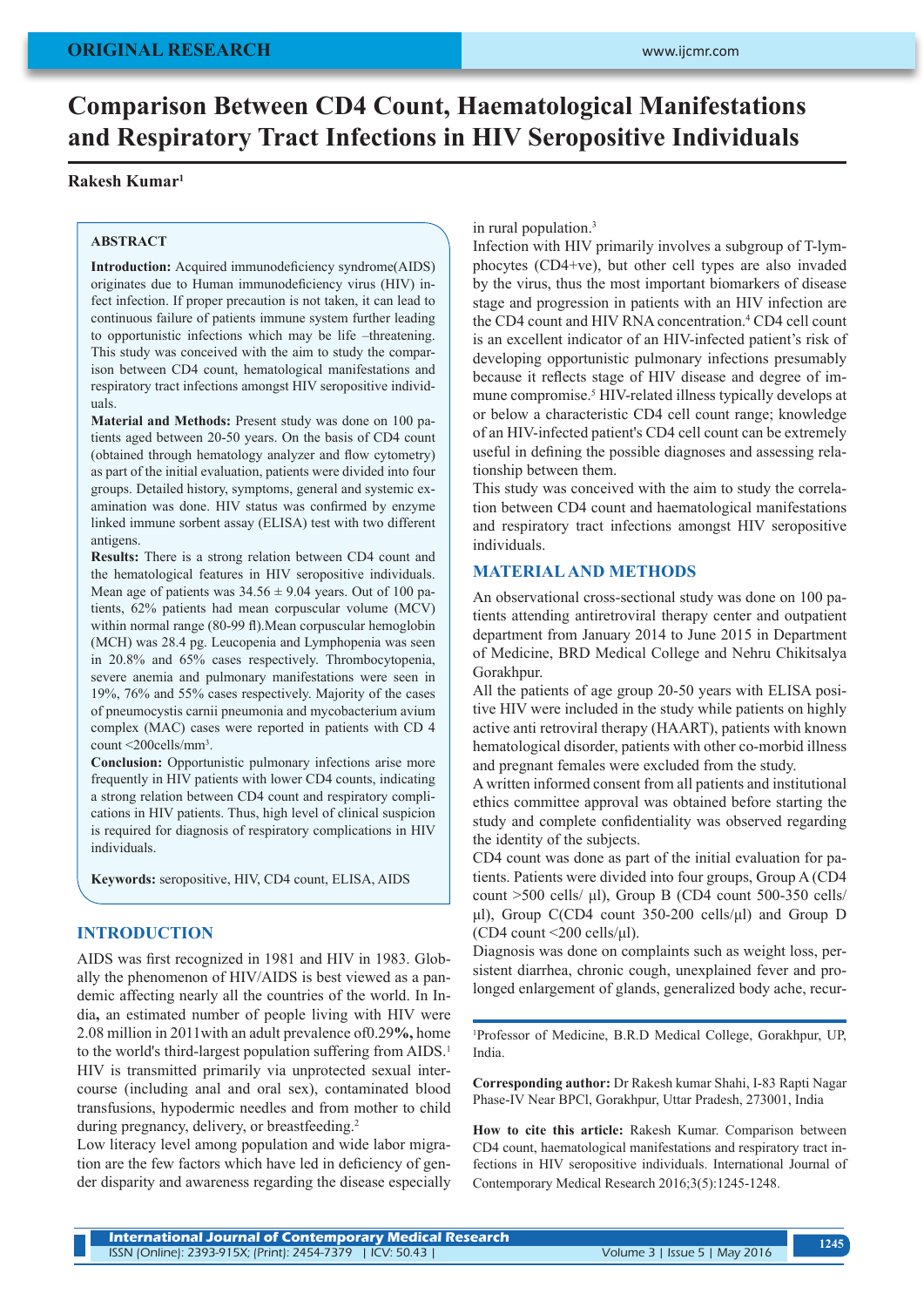ORIGINAL RESEARCH

# Comparison Between CD4 Count, Haematological Manifestations and Respiratory Tract Infections in HIV Seropositive Individuals

**Rakesh Kumar**[1]

### ABSTRACT

**Introduction:** Acquired immunodeficiency syndrome(AIDS) originates due to Human immunodeficiency virus (HIV) infect infection. If proper precaution is not taken, it can lead to continuous failure of patients immune system further leading to opportunistic infections which may be life –threatening. This study was conceived with the aim to study the comparison between CD4 count, hematological manifestations and respiratory tract infections amongst HIV seropositive individuals.

**Material and Methods:** Present study was done on 100 patients aged between 20-50 years. On the basis of CD4 count (obtained through hematology analyzer and flow cytometry) as part of the initial evaluation, patients were divided into four groups. Detailed history, symptoms, general and systemic examination was done. HIV status was confirmed by enzyme linked immune sorbent assay (ELISA) test with two different antigens.

**Results:** There is a strong relation between CD4 count and the hematological features in HIV seropositive individuals. Mean age of patients was 34.56 ± 9.04 years. Out of 100 patients, 62% patients had mean corpuscular volume (MCV) within normal range (80-99 fl).Mean corpuscular hemoglobin (MCH) was 28.4 pg. Leucopenia and Lymphopenia was seen in 20.8% and 65% cases respectively. Thrombocytopenia, severe anemia and pulmonary manifestations were seen in 19%, 76% and 55% cases respectively. Majority of the cases of pneumocystis carnii pneumonia and mycobacterium avium complex (MAC) cases were reported in patients with CD 4 count <200cells/mm$^3$.

**Conclusion:** Opportunistic pulmonary infections arise more frequently in HIV patients with lower CD4 counts, indicating a strong relation between CD4 count and respiratory complications in HIV patients. Thus, high level of clinical suspicion is required for diagnosis of respiratory complications in HIV individuals.

**Keywords:** seropositive, HIV, CD4 count, ELISA, AIDS

## INTRODUCTION

AIDS was first recognized in 1981 and HIV in 1983. Globally the phenomenon of HIV/AIDS is best viewed as a pandemic affecting nearly all the countries of the world. In India**,** an estimated number of people living with HIV were 2.08 million in 2011with an adult prevalence of0.29**%,** home to the world's third-largest population suffering from AIDS.[1] HIV is transmitted primarily via unprotected sexual intercourse (including anal and oral sex), contaminated blood transfusions, hypodermic needles and from mother to child during pregnancy, delivery, or breastfeeding.[2]

Low literacy level among population and wide labor migration are the few factors which have led in deficiency of gender disparity and awareness regarding the disease especially in rural population.[3]

Infection with HIV primarily involves a subgroup of T-lymphocytes (CD4+ve), but other cell types are also invaded by the virus, thus the most important biomarkers of disease stage and progression in patients with an HIV infection are the CD4 count and HIV RNA concentration.[4] CD4 cell count is an excellent indicator of an HIV-infected patient's risk of developing opportunistic pulmonary infections presumably because it reflects stage of HIV disease and degree of immune compromise.[5] HIV-related illness typically develops at or below a characteristic CD4 cell count range; knowledge of an HIV-infected patient's CD4 cell count can be extremely useful in defining the possible diagnoses and assessing relationship between them.

This study was conceived with the aim to study the correlation between CD4 count and haematological manifestations and respiratory tract infections amongst HIV seropositive individuals.

## MATERIAL AND METHODS

An observational cross-sectional study was done on 100 patients attending antiretroviral therapy center and outpatient department from January 2014 to June 2015 in Department of Medicine, BRD Medical College and Nehru Chikitsalya Gorakhpur.

All the patients of age group 20-50 years with ELISA positive HIV were included in the study while patients on highly active anti retroviral therapy (HAART), patients with known hematological disorder, patients with other co-morbid illness and pregnant females were excluded from the study.

A written informed consent from all patients and institutional ethics committee approval was obtained before starting the study and complete confidentiality was observed regarding the identity of the subjects.

CD4 count was done as part of the initial evaluation for patients. Patients were divided into four groups, Group A (CD4 count >500 cells/ µl), Group B (CD4 count 500-350 cells/ µl), Group C(CD4 count 350-200 cells/µl) and Group D (CD4 count <200 cells/µl).

Diagnosis was done on complaints such as weight loss, persistent diarrhea, chronic cough, unexplained fever and prolonged enlargement of glands, generalized body ache, recur-

---

[1]Professor of Medicine, B.R.D Medical College, Gorakhpur, UP, India.

**Corresponding author:** Dr Rakesh kumar Shahi, I-83 Rapti Nagar Phase-IV Near BPCl, Gorakhpur, Uttar Pradesh, 273001, India

**How to cite this article:** Rakesh Kumar. Comparison between CD4 count, haematological manifestations and respiratory tract infections in HIV seropositive individuals. International Journal of Contemporary Medical Research 2016;3(5):1245-1248.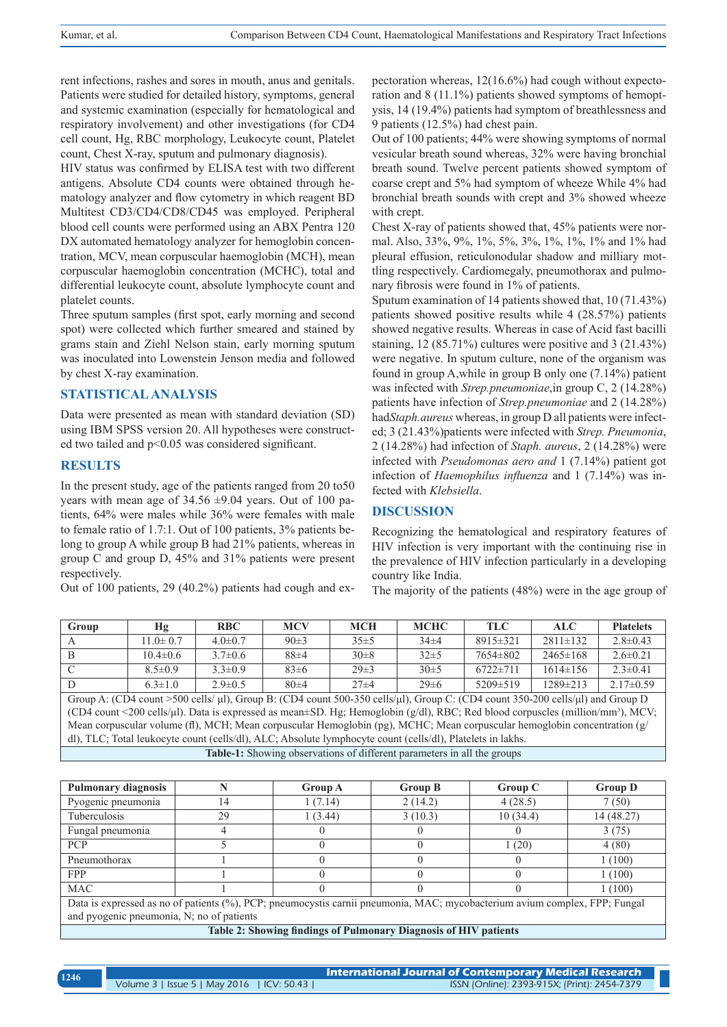rent infections, rashes and sores in mouth, anus and genitals. Patients were studied for detailed history, symptoms, general and systemic examination (especially for hematological and respiratory involvement) and other investigations (for CD4 cell count, Hg, RBC morphology, Leukocyte count, Platelet count, Chest X-ray, sputum and pulmonary diagnosis).

HIV status was confirmed by ELISA test with two different antigens. Absolute CD4 counts were obtained through hematology analyzer and flow cytometry in which reagent BD Multitest CD3/CD4/CD8/CD45 was employed. Peripheral blood cell counts were performed using an ABX Pentra 120 DX automated hematology analyzer for hemoglobin concentration, MCV, mean corpuscular haemoglobin (MCH), mean corpuscular haemoglobin concentration (MCHC), total and differential leukocyte count, absolute lymphocyte count and platelet counts.

Three sputum samples (first spot, early morning and second spot) were collected which further smeared and stained by grams stain and Ziehl Nelson stain, early morning sputum was inoculated into Lowenstein Jenson media and followed by chest X-ray examination.

## STATISTICAL ANALYSIS

Data were presented as mean with standard deviation (SD) using IBM SPSS version 20. All hypotheses were constructed two tailed and $p<0.05$ was considered significant.

## RESULTS

In the present study, age of the patients ranged from 20 to50 years with mean age of 34.56 ±9.04 years. Out of 100 patients, 64% were males while 36% were females with male to female ratio of 1.7:1. Out of 100 patients, 3% patients belong to group A while group B had 21% patients, whereas in group C and group D, 45% and 31% patients were present respectively.

Out of 100 patients, 29 (40.2%) patients had cough and expectoration whereas, 12(16.6%) had cough without expectoration and 8 (11.1%) patients showed symptoms of hemoptysis, 14 (19.4%) patients had symptom of breathlessness and 9 patients (12.5%) had chest pain.

Out of 100 patients; 44% were showing symptoms of normal vesicular breath sound whereas, 32% were having bronchial breath sound. Twelve percent patients showed symptom of coarse crept and 5% had symptom of wheeze While 4% had bronchial breath sounds with crept and 3% showed wheeze with crept.

Chest X-ray of patients showed that, 45% patients were normal. Also, 33%, 9%, 1%, 5%, 3%, 1%, 1%, 1% and 1% had pleural effusion, reticulonodular shadow and milliary mottling respectively. Cardiomegaly, pneumothorax and pulmonary fibrosis were found in 1% of patients.

Sputum examination of 14 patients showed that, 10 (71.43%) patients showed positive results while 4 (28.57%) patients showed negative results. Whereas in case of Acid fast bacilli staining, 12 (85.71%) cultures were positive and 3 (21.43%) were negative. In sputum culture, none of the organism was found in group A,while in group B only one (7.14%) patient was infected with *Strep.pneumoniae*,in group C, 2 (14.28%) patients have infection of *Strep.pneumoniae* and 2 (14.28%) had*Staph.aureus* whereas, in group D all patients were infected; 3 (21.43%)patients were infected with *Strep. Pneumonia*, 2 (14.28%) had infection of *Staph. aureus*, 2 (14.28%) were infected with *Pseudomonas aero and* 1 (7.14%) patient got infection of *Haemophilus influenza* and 1 (7.14%) was infected with *Klebsiella*.

## DISCUSSION

Recognizing the hematological and respiratory features of HIV infection is very important with the continuing rise in the prevalence of HIV infection particularly in a developing country like India.

The majority of the patients (48%) were in the age group of

| Group | Hg | RBC | MCV | MCH | MCHC | TLC | ALC | Platelets |
|---|---|---|---|---|---|---|---|---|
| A | 11.0± 0.7 | 4.0±0.7 | 90±3 | 35±5 | 34±4 | 8915±321 | 2811±132 | 2.8±0.43 |
| B | 10.4±0.6 | 3.7±0.6 | 88±4 | 30±8 | 32±5 | 7654±802 | 2465±168 | 2.6±0.21 |
| C | 8.5±0.9 | 3.3±0.9 | 83±6 | 29±3 | 30±5 | 6722±711 | 1614±156 | 2.3±0.41 |
| D | 6.3±1.0 | 2.9±0.5 | 80±4 | 27±4 | 29±6 | 5209±519 | 1289±213 | 2.17±0.59 |

Group A: (CD4 count >500 cells/ µl), Group B: (CD4 count 500-350 cells/µl), Group C: (CD4 count 350-200 cells/µl) and Group D (CD4 count <200 cells/µl). Data is expressed as mean±SD. Hg; Hemoglobin (g/dl), RBC; Red blood corpuscles (million/mm³), MCV; Mean corpuscular volume (fl), MCH; Mean corpuscular Hemoglobin (pg), MCHC; Mean corpuscular hemoglobin concentration (g/dl), TLC; Total leukocyte count (cells/dl), ALC; Absolute lymphocyte count (cells/dl), Platelets in lakhs.

**Table-1:** Showing observations of different parameters in all the groups

| Pulmonary diagnosis | N | Group A | Group B | Group C | Group D |
|---|---|---|---|---|---|
| Pyogenic pneumonia | 14 | 1 (7.14) | 2 (14.2) | 4 (28.5) | 7 (50) |
| Tuberculosis | 29 | 1 (3.44) | 3 (10.3) | 10 (34.4) | 14 (48.27) |
| Fungal pneumonia | 4 | 0 | 0 | 0 | 3 (75) |
| PCP | 5 | 0 | 0 | 1 (20) | 4 (80) |
| Pneumothorax | 1 | 0 | 0 | 0 | 1 (100) |
| FPP | 1 | 0 | 0 | 0 | 1 (100) |
| MAC | 1 | 0 | 0 | 0 | 1 (100) |

Data is expressed as no of patients (%), PCP; pneumocystis carnii pneumonia, MAC; mycobacterium avium complex, FPP; Fungal and pyogenic pneumonia, N; no of patients

**Table 2: Showing findings of Pulmonary Diagnosis of HIV patients**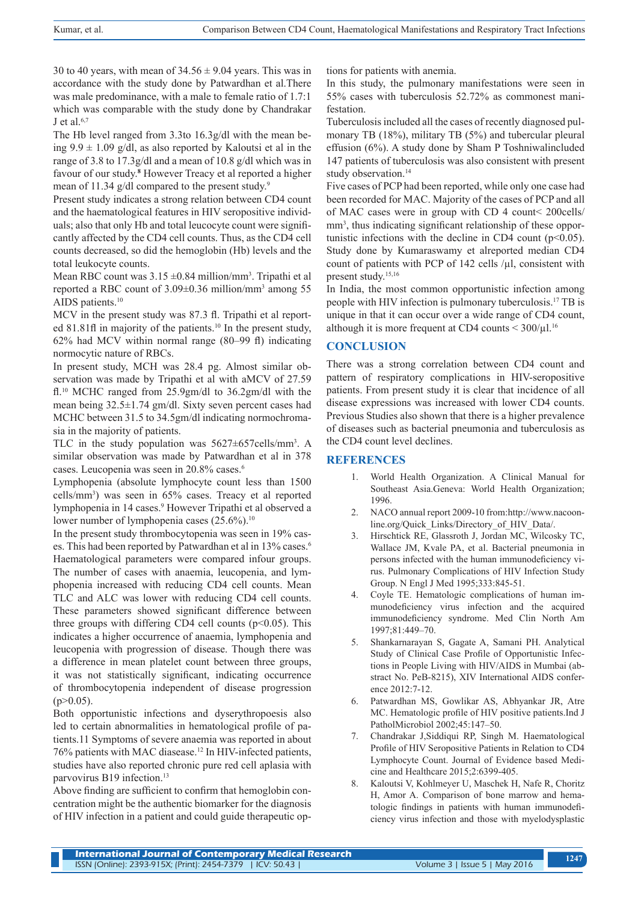30 to 40 years, with mean of 34.56 ± 9.04 years. This was in accordance with the study done by Patwardhan et al.There was male predominance, with a male to female ratio of 1.7:1 which was comparable with the study done by Chandrakar J et al.[6,7]

The Hb level ranged from 3.3to 16.3g/dl with the mean being 9.9 ± 1.09 g/dl, as also reported by Kaloutsi et al in the range of 3.8 to 17.3g/dl and a mean of 10.8 g/dl which was in favour of our study.[8] However Treacy et al reported a higher mean of 11.34 g/dl compared to the present study.[9]

Present study indicates a strong relation between CD4 count and the haematological features in HIV seropositive individuals; also that only Hb and total leucocyte count were significantly affected by the CD4 cell counts. Thus, as the CD4 cell counts decreased, so did the hemoglobin (Hb) levels and the total leukocyte counts.

Mean RBC count was 3.15 ±0.84 million/mm$^3$. Tripathi et al reported a RBC count of 3.09±0.36 million/mm$^3$ among 55 AIDS patients.[10]

MCV in the present study was 87.3 fl. Tripathi et al reported 81.81fl in majority of the patients.[10] In the present study, 62% had MCV within normal range (80–99 fl) indicating normocytic nature of RBCs.

In present study, MCH was 28.4 pg. Almost similar observation was made by Tripathi et al with aMCV of 27.59 fl.[10] MCHC ranged from 25.9gm/dl to 36.2gm/dl with the mean being 32.5±1.74 gm/dl. Sixty seven percent cases had MCHC between 31.5 to 34.5gm/dl indicating normochromasia in the majority of patients.

TLC in the study population was 5627±657cells/mm$^3$. A similar observation was made by Patwardhan et al in 378 cases. Leucopenia was seen in 20.8% cases.[6]

Lymphopenia (absolute lymphocyte count less than 1500 cells/mm$^3$) was seen in 65% cases. Treacy et al reported lymphopenia in 14 cases.[9] However Tripathi et al observed a lower number of lymphopenia cases (25.6%).[10]

In the present study thrombocytopenia was seen in 19% cases. This had been reported by Patwardhan et al in 13% cases.[6]

Haematological parameters were compared infour groups. The number of cases with anaemia, leucopenia, and lymphopenia increased with reducing CD4 cell counts. Mean TLC and ALC was lower with reducing CD4 cell counts. These parameters showed significant difference between three groups with differing CD4 cell counts ($p<0.05$). This indicates a higher occurrence of anaemia, lymphopenia and leucopenia with progression of disease. Though there was a difference in mean platelet count between three groups, it was not statistically significant, indicating occurrence of thrombocytopenia independent of disease progression ($p>0.05$).

Both opportunistic infections and dyserythropoesis also led to certain abnormalities in hematological profile of patients.11 Symptoms of severe anaemia was reported in about 76% patients with MAC diasease.[12] In HIV-infected patients, studies have also reported chronic pure red cell aplasia with parvovirus B19 infection.[13]

Above finding are sufficient to confirm that hemoglobin concentration might be the authentic biomarker for the diagnosis of HIV infection in a patient and could guide therapeutic options for patients with anemia.

In this study, the pulmonary manifestations were seen in 55% cases with tuberculosis 52.72% as commonest manifestation.

Tuberculosis included all the cases of recently diagnosed pulmonary TB (18%), military TB (5%) and tubercular pleural effusion (6%). A study done by Sham P Toshniwalincluded 147 patients of tuberculosis was also consistent with present study observation.[14]

Five cases of PCP had been reported, while only one case had been recorded for MAC. Majority of the cases of PCP and all of MAC cases were in group with CD 4 count< 200cells/mm$^3$, thus indicating significant relationship of these opportunistic infections with the decline in CD4 count ($p<0.05$). Study done by Kumaraswamy et alreported median CD4 count of patients with PCP of 142 cells /µl, consistent with present study.[15,16]

In India, the most common opportunistic infection among people with HIV infection is pulmonary tuberculosis.[17] TB is unique in that it can occur over a wide range of CD4 count, although it is more frequent at CD4 counts < 300/µl.[16]

## CONCLUSION

There was a strong correlation between CD4 count and pattern of respiratory complications in HIV-seropositive patients. From present study it is clear that incidence of all disease expressions was increased with lower CD4 counts. Previous Studies also shown that there is a higher prevalence of diseases such as bacterial pneumonia and tuberculosis as the CD4 count level declines.

## REFERENCES

1. World Health Organization. A Clinical Manual for Southeast Asia.Geneva: World Health Organization; 1996.
2. NACO annual report 2009-10 from:http://www.nacoonline.org/Quick_Links/Directory_of_HIV_Data/.
3. Hirschtick RE, Glassroth J, Jordan MC, Wilcosky TC, Wallace JM, Kvale PA, et al. Bacterial pneumonia in persons infected with the human immunodeficiency virus. Pulmonary Complications of HIV Infection Study Group. N Engl J Med 1995;333:845-51.
4. Coyle TE. Hematologic complications of human immunodeficiency virus infection and the acquired immunodeficiency syndrome. Med Clin North Am 1997;81:449–70.
5. Shankarnarayan S, Gagate A, Samani PH. Analytical Study of Clinical Case Profile of Opportunistic Infections in People Living with HIV/AIDS in Mumbai (abstract No. PeB-8215), XIV International AIDS conference 2012:7-12.
6. Patwardhan MS, Gowlikar AS, Abhyankar JR, Atre MC. Hematologic profile of HIV positive patients.Ind J PatholMicrobiol 2002;45:147–50.
7. Chandrakar J,Siddiqui RP, Singh M. Haematological Profile of HIV Seropositive Patients in Relation to CD4 Lymphocyte Count. Journal of Evidence based Medicine and Healthcare 2015;2:6399-405.
8. Kaloutsi V, Kohlmeyer U, Maschek H, Nafe R, Choritz H, Amor A. Comparison of bone marrow and hematologic findings in patients with human immunodeficiency virus infection and those with myelodysplastic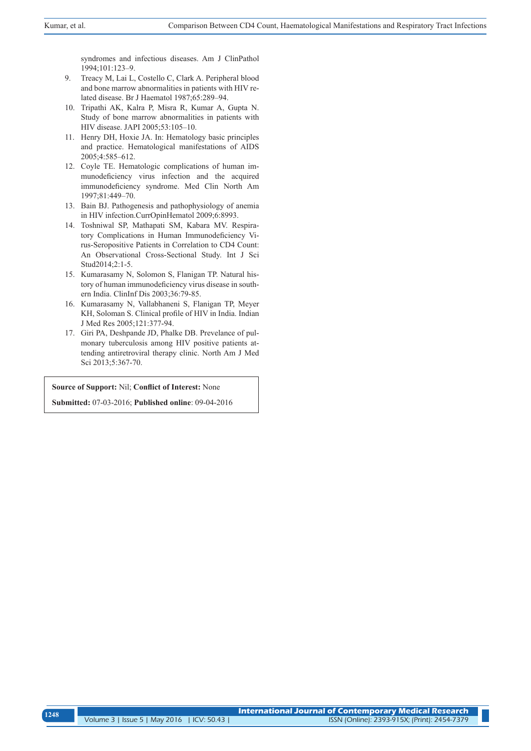syndromes and infectious diseases. Am J ClinPathol 1994;101:123–9.

9. Treacy M, Lai L, Costello C, Clark A. Peripheral blood and bone marrow abnormalities in patients with HIV related disease. Br J Haematol 1987;65:289–94.
10. Tripathi AK, Kalra P, Misra R, Kumar A, Gupta N. Study of bone marrow abnormalities in patients with HIV disease. JAPI 2005;53:105–10.
11. Henry DH, Hoxie JA. In: Hematology basic principles and practice. Hematological manifestations of AIDS 2005;4:585–612.
12. Coyle TE. Hematologic complications of human immunodeficiency virus infection and the acquired immunodeficiency syndrome. Med Clin North Am 1997;81:449–70.
13. Bain BJ. Pathogenesis and pathophysiology of anemia in HIV infection.CurrOpinHematol 2009;6:8993.
14. Toshniwal SP, Mathapati SM, Kabara MV. Respiratory Complications in Human Immunodeficiency Virus-Seropositive Patients in Correlation to CD4 Count: An Observational Cross-Sectional Study. Int J Sci Stud2014;2:1-5.
15. Kumarasamy N, Solomon S, Flanigan TP. Natural history of human immunodeficiency virus disease in southern India. ClinInf Dis 2003;36:79-85.
16. Kumarasamy N, Vallabhaneni S, Flanigan TP, Meyer KH, Soloman S. Clinical profile of HIV in India. Indian J Med Res 2005;121:377-94.
17. Giri PA, Deshpande JD, Phalke DB. Prevelance of pulmonary tuberculosis among HIV positive patients attending antiretroviral therapy clinic. North Am J Med Sci 2013;5:367-70.

**Source of Support:** Nil; **Conflict of Interest:** None

**Submitted:** 07-03-2016; **Published online**: 09-04-2016